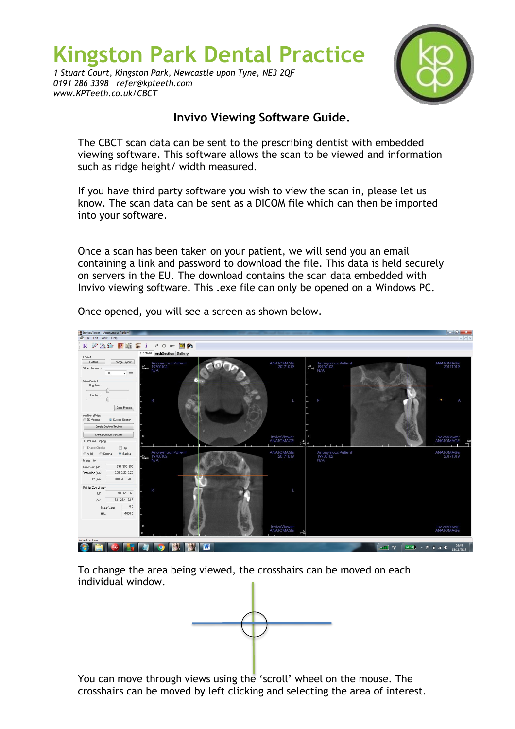# Kingston Park Dental Practice

*1 Stuart Court, Kingston Park, Newcastle upon Tyne, NE3 2QF*
*0191 286 3398   refer@kpteeth.com*
*www.KPTeeth.co.uk/CBCT*

## Invivo Viewing Software Guide.

The CBCT scan data can be sent to the prescribing dentist with embedded viewing software. This software allows the scan to be viewed and information such as ridge height/ width measured.

If you have third party software you wish to view the scan in, please let us know. The scan data can be sent as a DICOM file which can then be imported into your software.

Once a scan has been taken on your patient, we will send you an email containing a link and password to download the file. This data is held securely on servers in the EU. The download contains the scan data embedded with Invivo viewing software. This .exe file can only be opened on a Windows PC.

Once opened, you will see a screen as shown below.

To change the area being viewed, the crosshairs can be moved on each individual window.

You can move through views using the 'scroll' wheel on the mouse. The crosshairs can be moved by left clicking and selecting the area of interest.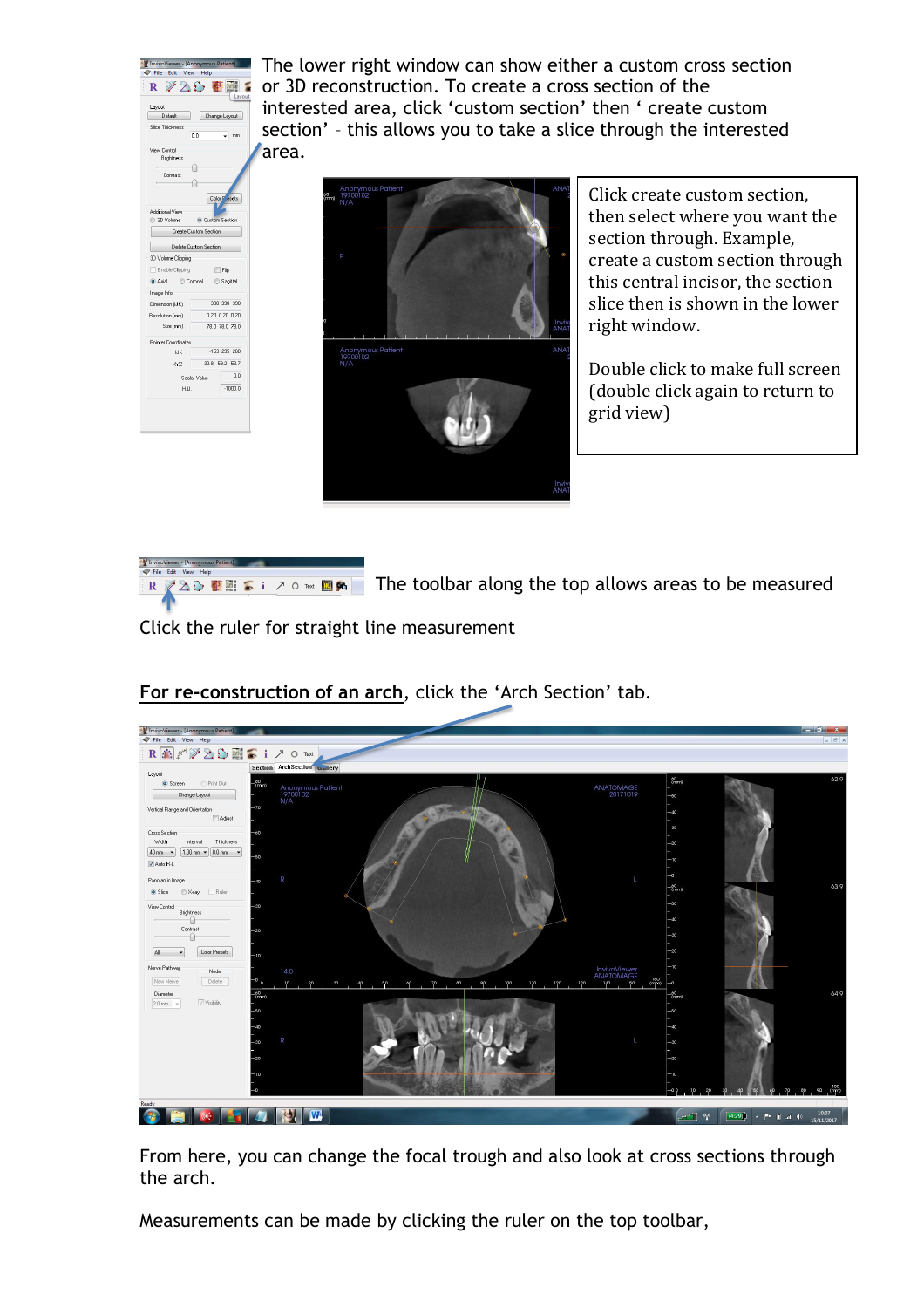The lower right window can show either a custom cross section or 3D reconstruction. To create a cross section of the interested area, click 'custom section' then ' create custom section' – this allows you to take a slice through the interested area.

Click create custom section, then select where you want the section through. Example, create a custom section through this central incisor, the section slice then is shown in the lower right window.

Double click to make full screen (double click again to return to grid view)

The toolbar along the top allows areas to be measured

Click the ruler for straight line measurement

**For re-construction of an arch**, click the 'Arch Section' tab.

From here, you can change the focal trough and also look at cross sections through the arch.

Measurements can be made by clicking the ruler on the top toolbar,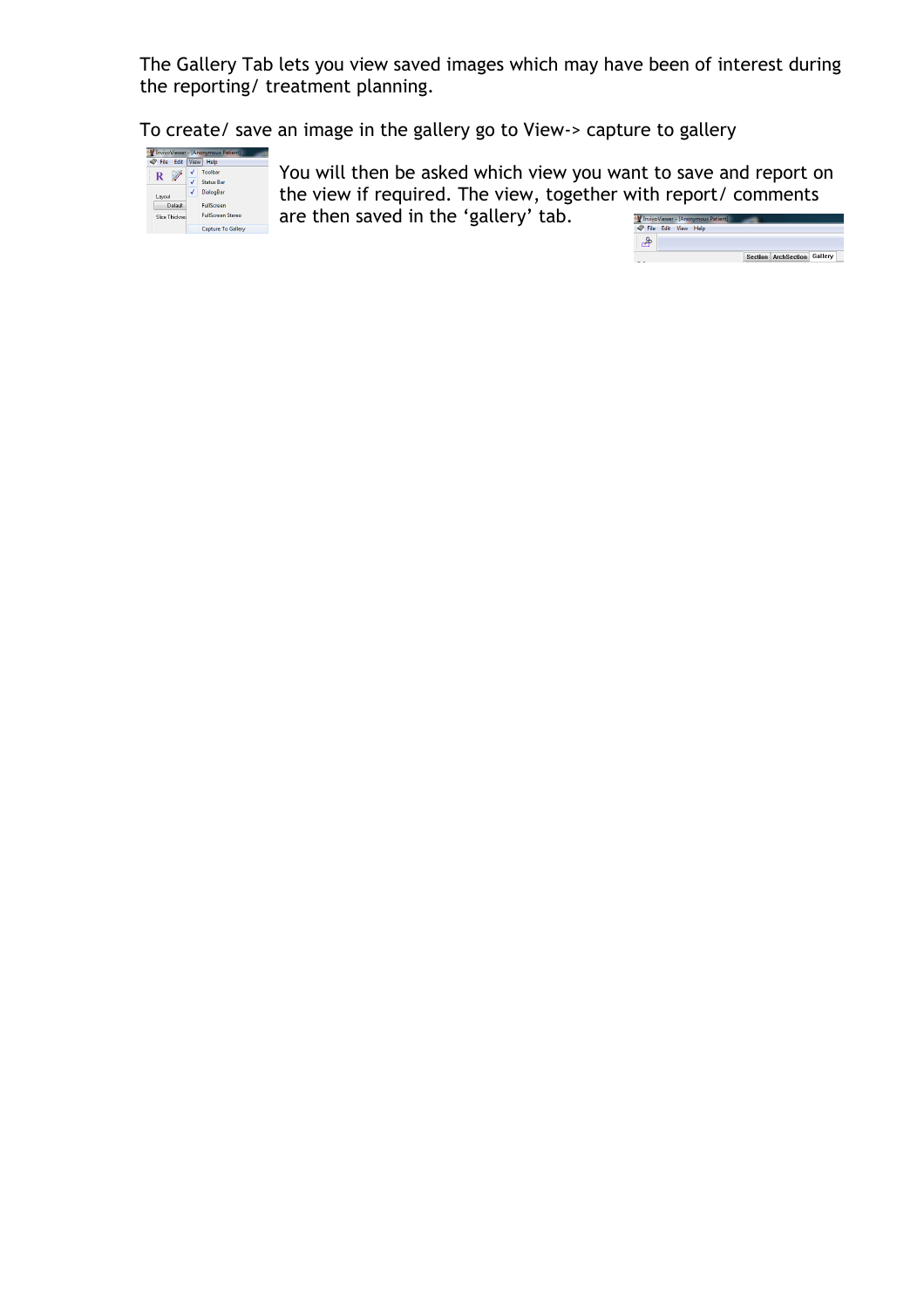The Gallery Tab lets you view saved images which may have been of interest during the reporting/ treatment planning.

To create/ save an image in the gallery go to View-> capture to gallery

You will then be asked which view you want to save and report on the view if required. The view, together with report/ comments are then saved in the 'gallery' tab.